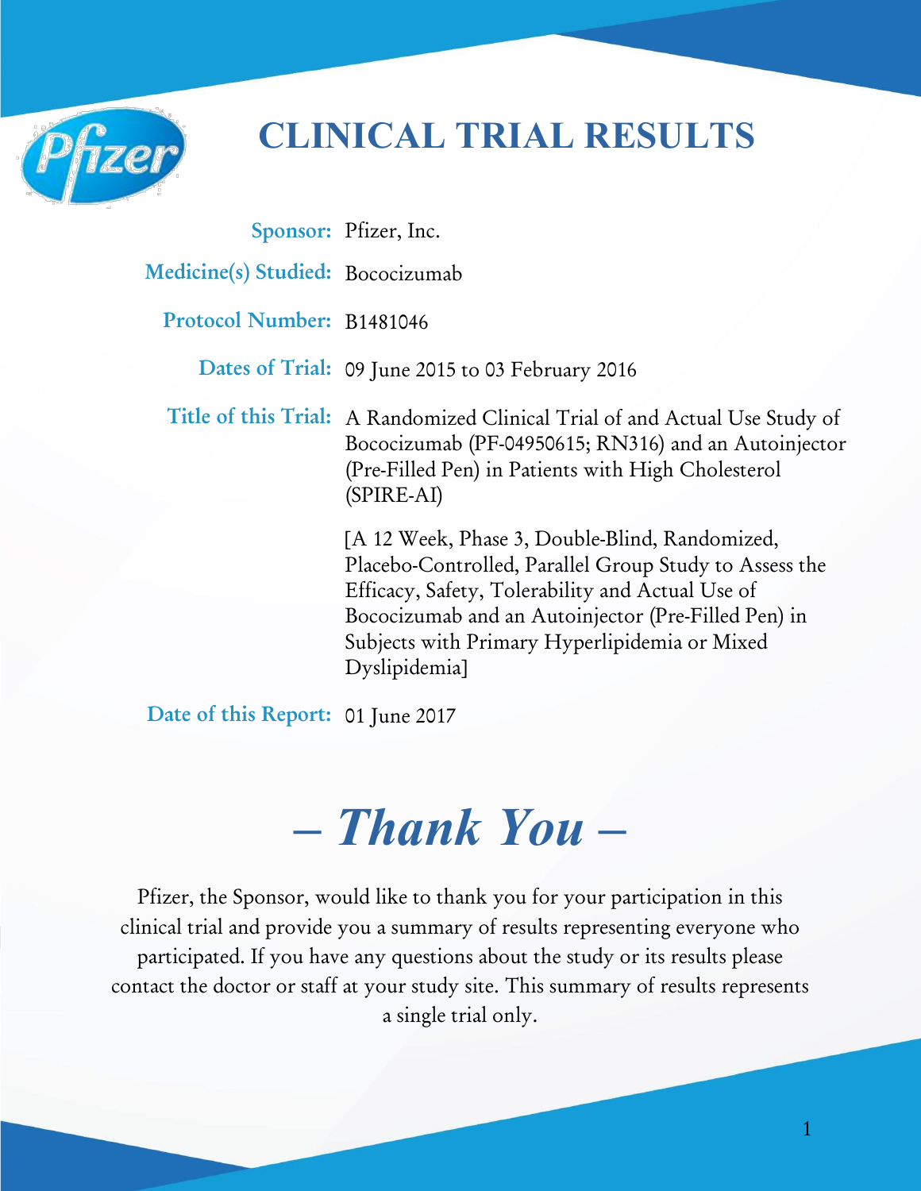# CLINICAL TRIAL RESULTS

**Sponsor:** Pfizer, Inc.

**Medicine(s) Studied:** Bococizumab

**Protocol Number:** B1481046

**Dates of Trial:** 09 June 2015 to 03 February 2016

**Title of this Trial:** A Randomized Clinical Trial of and Actual Use Study of Bococizumab (PF-04950615; RN316) and an Autoinjector (Pre-Filled Pen) in Patients with High Cholesterol (SPIRE-AI)

[A 12 Week, Phase 3, Double-Blind, Randomized, Placebo-Controlled, Parallel Group Study to Assess the Efficacy, Safety, Tolerability and Actual Use of Bococizumab and an Autoinjector (Pre-Filled Pen) in Subjects with Primary Hyperlipidemia or Mixed Dyslipidemia]

**Date of this Report:** 01 June 2017

## – *Thank You* –

Pfizer, the Sponsor, would like to thank you for your participation in this clinical trial and provide you a summary of results representing everyone who participated. If you have any questions about the study or its results please contact the doctor or staff at your study site. This summary of results represents a single trial only.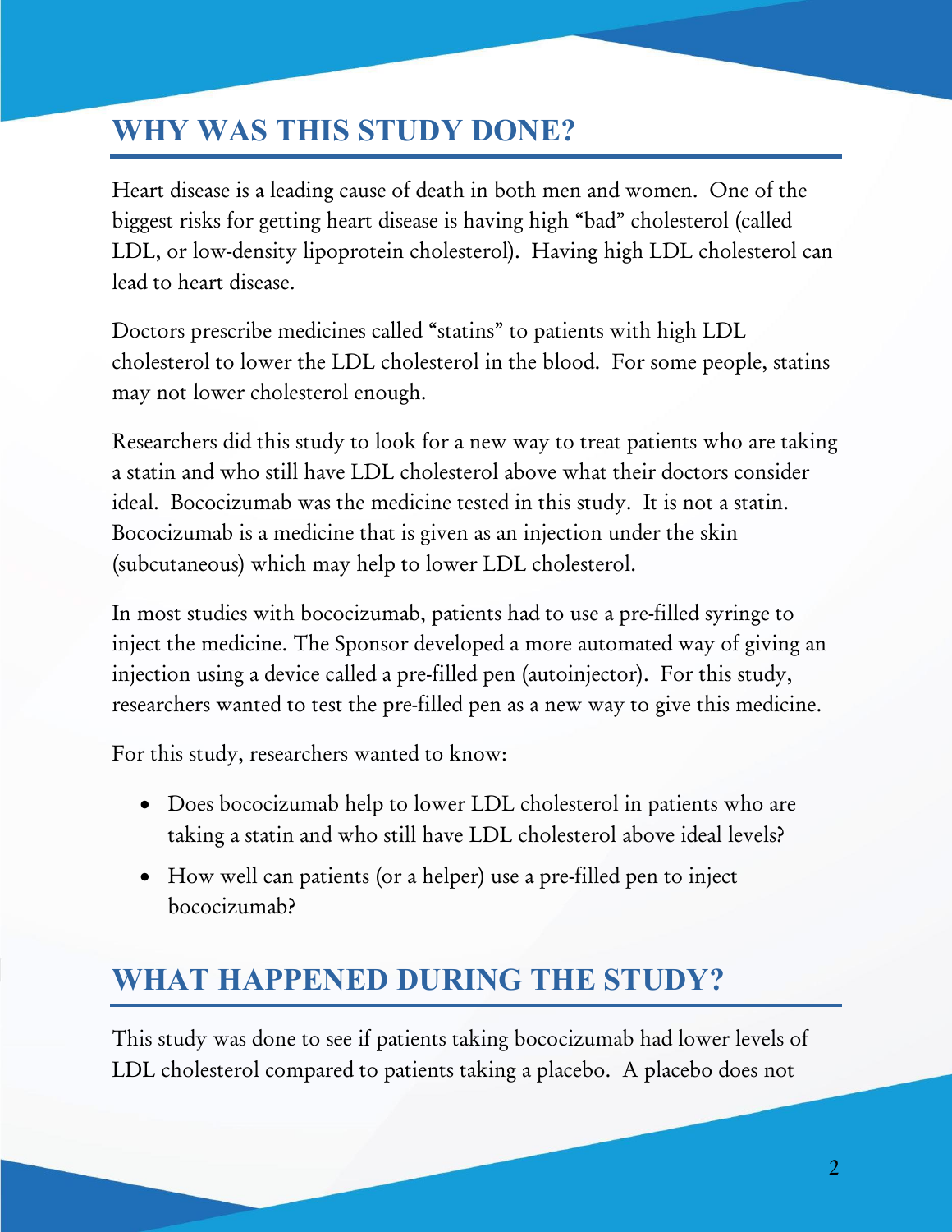## WHY WAS THIS STUDY DONE?

Heart disease is a leading cause of death in both men and women. One of the biggest risks for getting heart disease is having high "bad" cholesterol (called LDL, or low-density lipoprotein cholesterol). Having high LDL cholesterol can lead to heart disease.

Doctors prescribe medicines called "statins" to patients with high LDL cholesterol to lower the LDL cholesterol in the blood. For some people, statins may not lower cholesterol enough.

Researchers did this study to look for a new way to treat patients who are taking a statin and who still have LDL cholesterol above what their doctors consider ideal. Bococizumab was the medicine tested in this study. It is not a statin. Bococizumab is a medicine that is given as an injection under the skin (subcutaneous) which may help to lower LDL cholesterol.

In most studies with bococizumab, patients had to use a pre-filled syringe to inject the medicine. The Sponsor developed a more automated way of giving an injection using a device called a pre-filled pen (autoinjector). For this study, researchers wanted to test the pre-filled pen as a new way to give this medicine.

For this study, researchers wanted to know:

- Does bococizumab help to lower LDL cholesterol in patients who are taking a statin and who still have LDL cholesterol above ideal levels?
- How well can patients (or a helper) use a pre-filled pen to inject bococizumab?

## WHAT HAPPENED DURING THE STUDY?

This study was done to see if patients taking bococizumab had lower levels of LDL cholesterol compared to patients taking a placebo. A placebo does not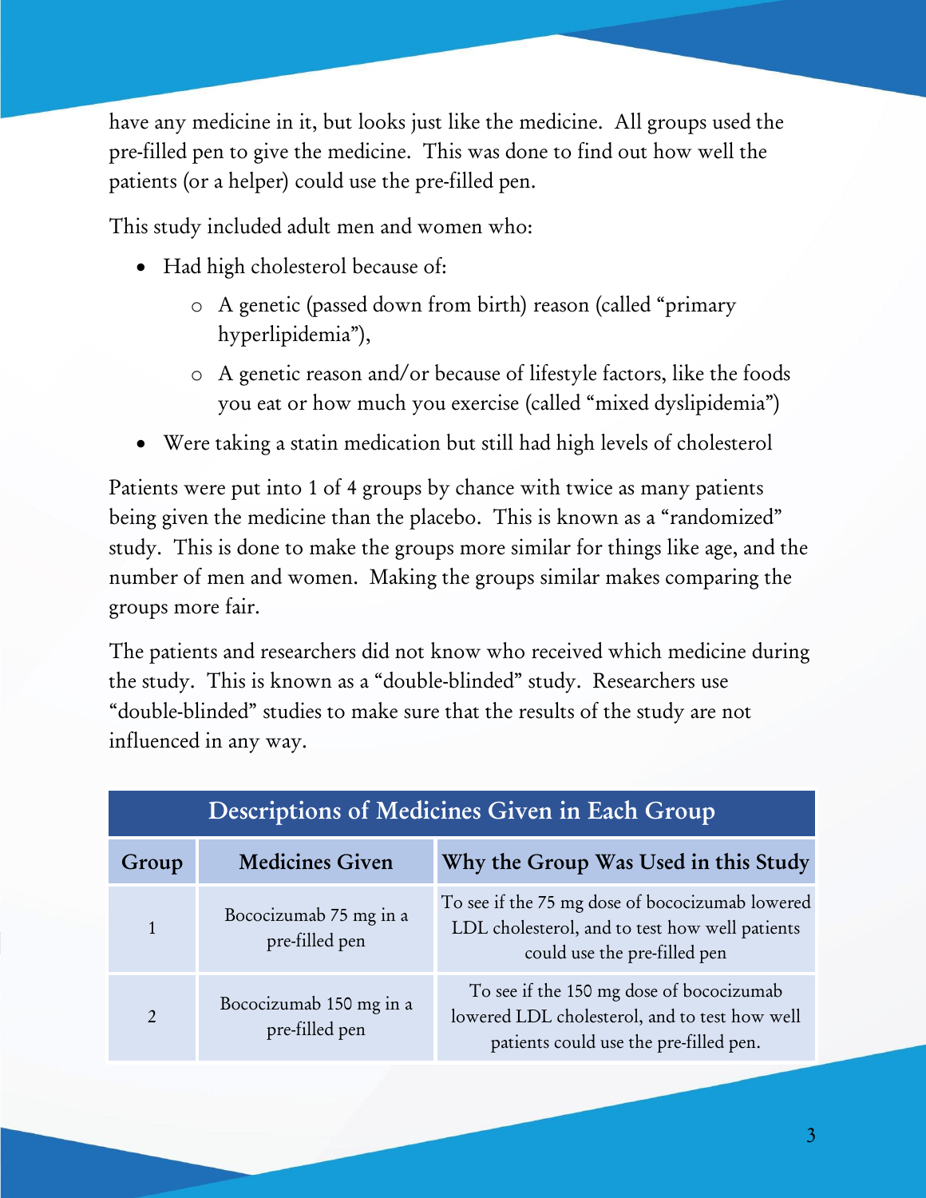have any medicine in it, but looks just like the medicine. All groups used the pre-filled pen to give the medicine. This was done to find out how well the patients (or a helper) could use the pre-filled pen.

This study included adult men and women who:

- Had high cholesterol because of:
  - A genetic (passed down from birth) reason (called "primary hyperlipidemia"),
  - A genetic reason and/or because of lifestyle factors, like the foods you eat or how much you exercise (called "mixed dyslipidemia")
- Were taking a statin medication but still had high levels of cholesterol

Patients were put into 1 of 4 groups by chance with twice as many patients being given the medicine than the placebo. This is known as a "randomized" study. This is done to make the groups more similar for things like age, and the number of men and women. Making the groups similar makes comparing the groups more fair.

The patients and researchers did not know who received which medicine during the study. This is known as a "double-blinded" study. Researchers use "double-blinded" studies to make sure that the results of the study are not influenced in any way.

| Descriptions of Medicines Given in Each Group | | |
|---|---|---|
| **Group** | **Medicines Given** | **Why the Group Was Used in this Study** |
| 1 | Bococizumab 75 mg in a pre-filled pen | To see if the 75 mg dose of bococizumab lowered LDL cholesterol, and to test how well patients could use the pre-filled pen |
| 2 | Bococizumab 150 mg in a pre-filled pen | To see if the 150 mg dose of bococizumab lowered LDL cholesterol, and to test how well patients could use the pre-filled pen. |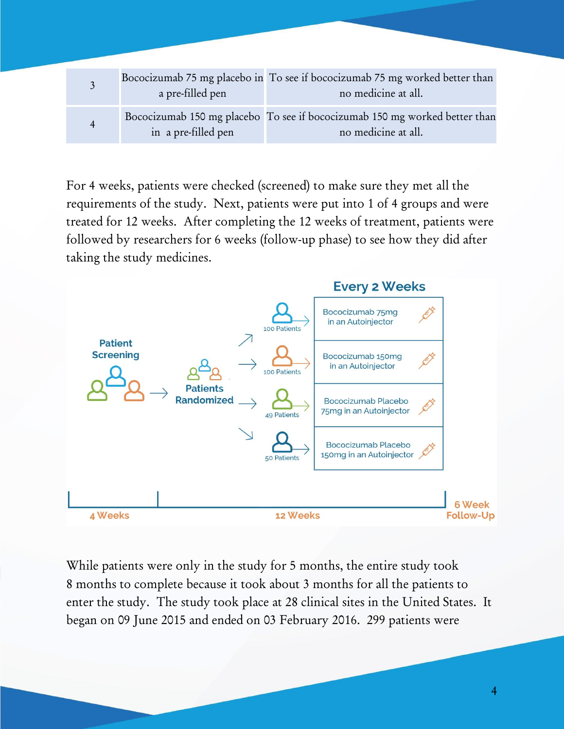| 3 | Bococizumab 75 mg placebo in a pre-filled pen | To see if bococizumab 75 mg worked better than no medicine at all. |
|---|---|---|
| 4 | Bococizumab 150 mg placebo in a pre-filled pen | To see if bococizumab 150 mg worked better than no medicine at all. |

For 4 weeks, patients were checked (screened) to make sure they met all the requirements of the study. Next, patients were put into 1 of 4 groups and were treated for 12 weeks. After completing the 12 weeks of treatment, patients were followed by researchers for 6 weeks (follow-up phase) to see how they did after taking the study medicines.

**Every 2 Weeks**

Patient Screening → Patients Randomized →

- 100 Patients → Bococizumab 75mg in an Autoinjector
- 100 Patients → Bococizumab 150mg in an Autoinjector
- 49 Patients → Bococizumab Placebo 75mg in an Autoinjector
- 50 Patients → Bococizumab Placebo 150mg in an Autoinjector

4 Weeks | 12 Weeks | 6 Week Follow-Up

While patients were only in the study for 5 months, the entire study took 8 months to complete because it took about 3 months for all the patients to enter the study. The study took place at 28 clinical sites in the United States. It began on 09 June 2015 and ended on 03 February 2016. 299 patients were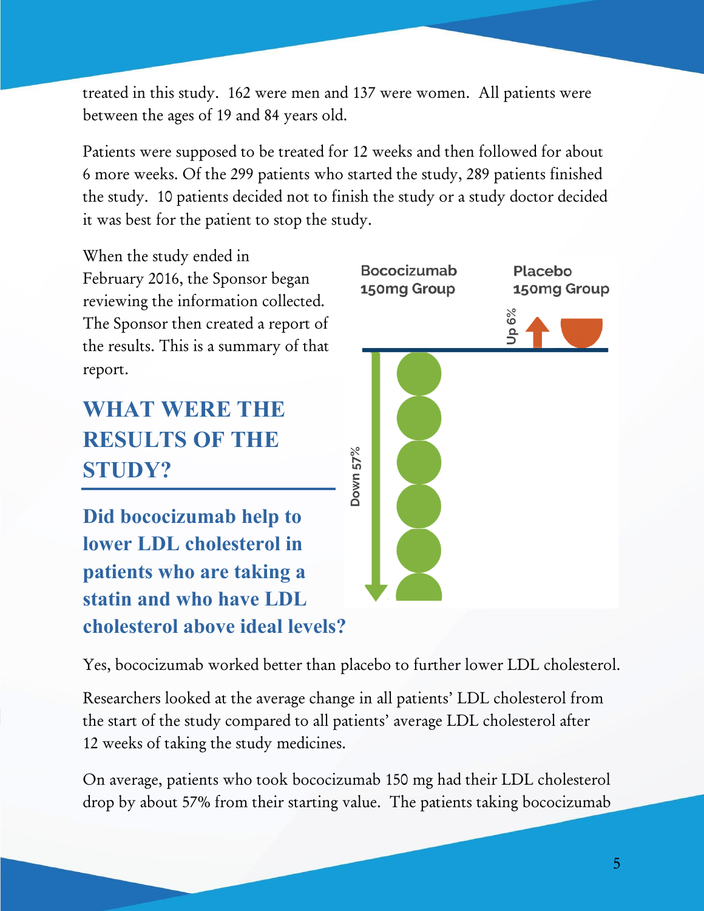treated in this study. 162 were men and 137 were women. All patients were between the ages of 19 and 84 years old.

Patients were supposed to be treated for 12 weeks and then followed for about 6 more weeks. Of the 299 patients who started the study, 289 patients finished the study. 10 patients decided not to finish the study or a study doctor decided it was best for the patient to stop the study.

When the study ended in February 2016, the Sponsor began reviewing the information collected. The Sponsor then created a report of the results. This is a summary of that report.

Bococizumab 150mg Group — Down 57%

Placebo 150mg Group — Up 6%

## WHAT WERE THE RESULTS OF THE STUDY?

### Did bococizumab help to lower LDL cholesterol in patients who are taking a statin and who have LDL cholesterol above ideal levels?

Yes, bococizumab worked better than placebo to further lower LDL cholesterol.

Researchers looked at the average change in all patients' LDL cholesterol from the start of the study compared to all patients' average LDL cholesterol after 12 weeks of taking the study medicines.

On average, patients who took bococizumab 150 mg had their LDL cholesterol drop by about 57% from their starting value. The patients taking bococizumab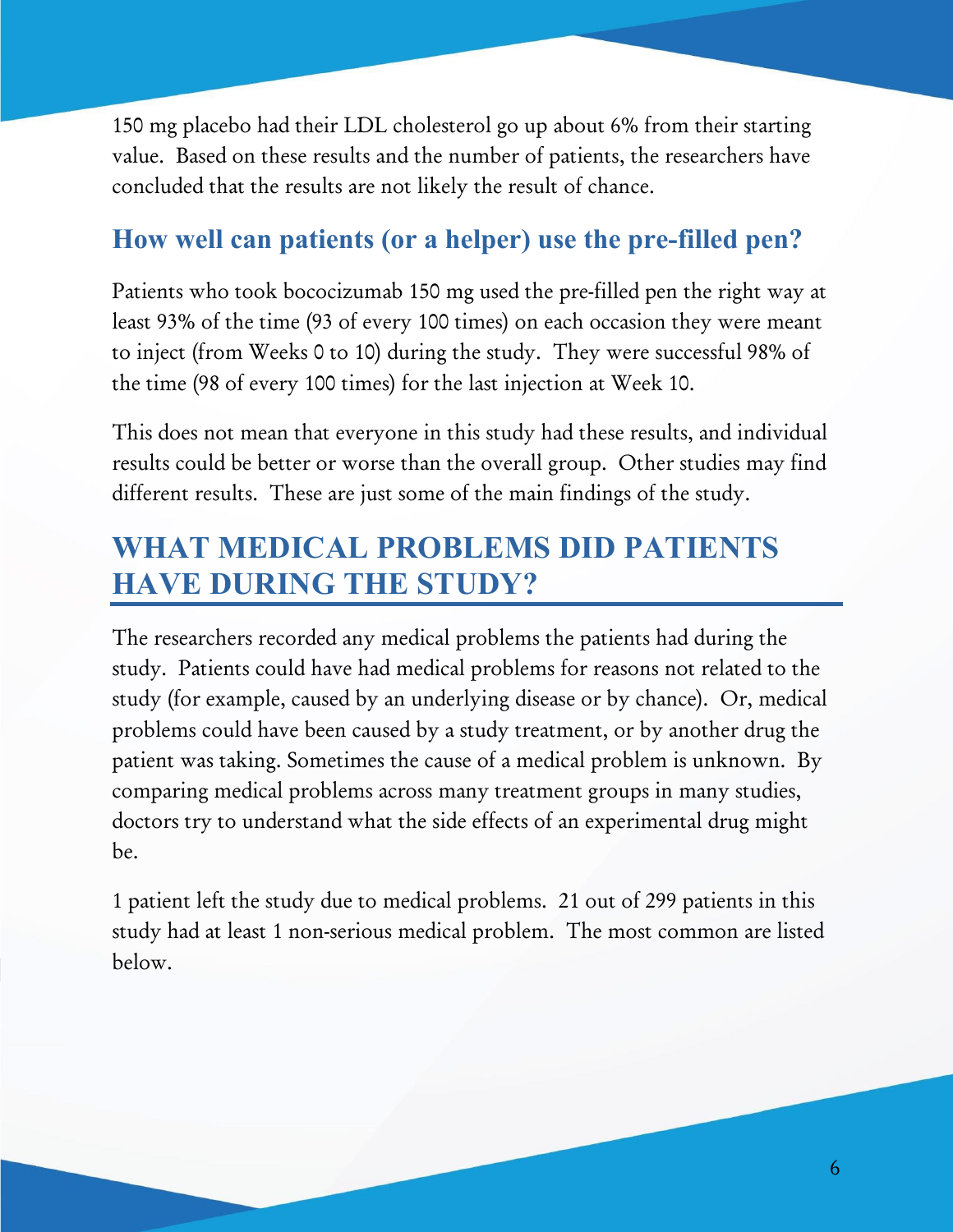150 mg placebo had their LDL cholesterol go up about 6% from their starting value. Based on these results and the number of patients, the researchers have concluded that the results are not likely the result of chance.

### How well can patients (or a helper) use the pre-filled pen?

Patients who took bococizumab 150 mg used the pre-filled pen the right way at least 93% of the time (93 of every 100 times) on each occasion they were meant to inject (from Weeks 0 to 10) during the study. They were successful 98% of the time (98 of every 100 times) for the last injection at Week 10.

This does not mean that everyone in this study had these results, and individual results could be better or worse than the overall group. Other studies may find different results. These are just some of the main findings of the study.

## WHAT MEDICAL PROBLEMS DID PATIENTS HAVE DURING THE STUDY?

The researchers recorded any medical problems the patients had during the study. Patients could have had medical problems for reasons not related to the study (for example, caused by an underlying disease or by chance). Or, medical problems could have been caused by a study treatment, or by another drug the patient was taking. Sometimes the cause of a medical problem is unknown. By comparing medical problems across many treatment groups in many studies, doctors try to understand what the side effects of an experimental drug might be.

1 patient left the study due to medical problems. 21 out of 299 patients in this study had at least 1 non-serious medical problem. The most common are listed below.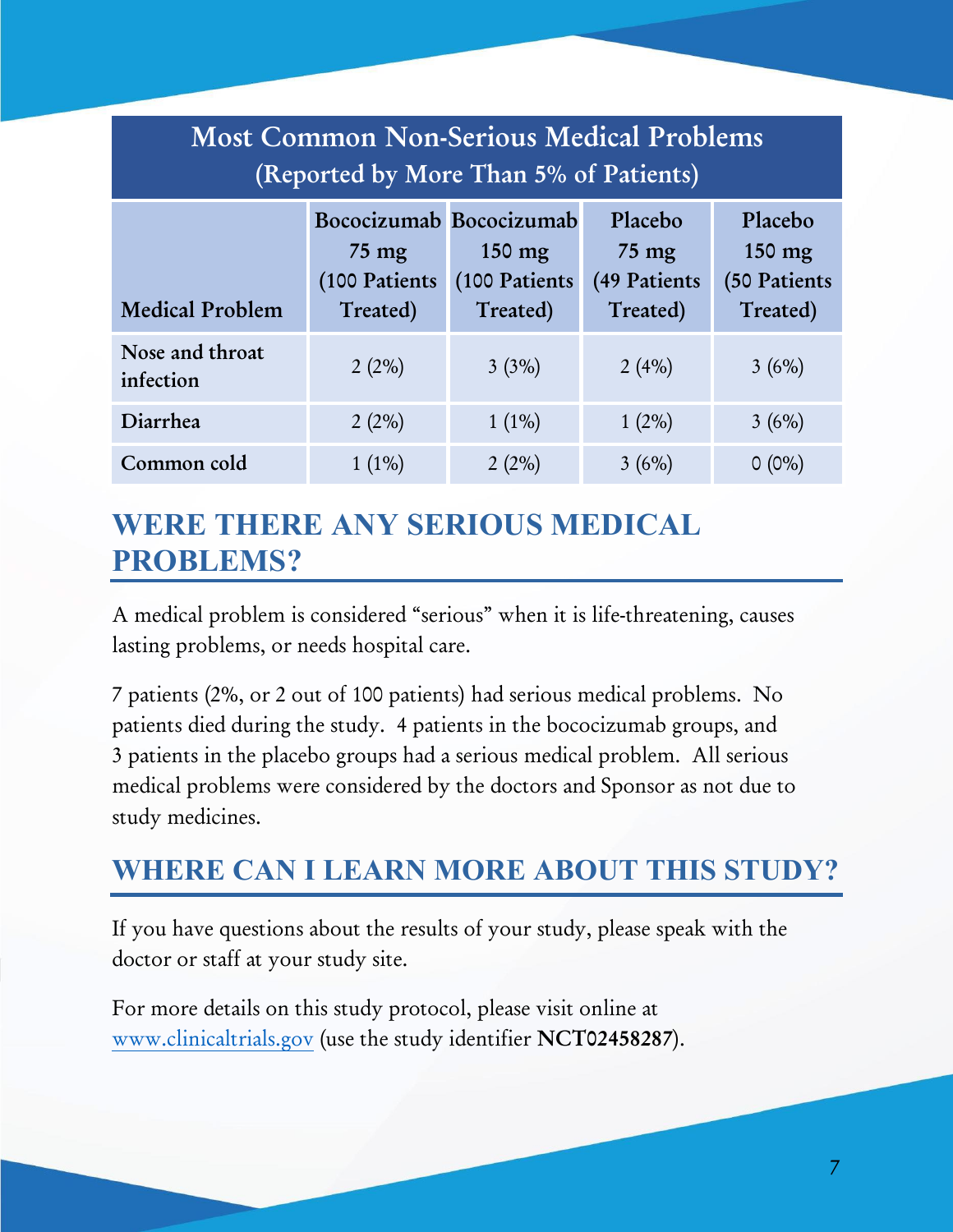| Most Common Non-Serious Medical Problems (Reported by More Than 5% of Patients) | | | | |
|---|---|---|---|---|
| Medical Problem | Bococizumab 75 mg (100 Patients Treated) | Bococizumab 150 mg (100 Patients Treated) | Placebo 75 mg (49 Patients Treated) | Placebo 150 mg (50 Patients Treated) |
| Nose and throat infection | 2 (2%) | 3 (3%) | 2 (4%) | 3 (6%) |
| Diarrhea | 2 (2%) | 1 (1%) | 1 (2%) | 3 (6%) |
| Common cold | 1 (1%) | 2 (2%) | 3 (6%) | 0 (0%) |

## WERE THERE ANY SERIOUS MEDICAL PROBLEMS?

A medical problem is considered "serious" when it is life-threatening, causes lasting problems, or needs hospital care.

7 patients (2%, or 2 out of 100 patients) had serious medical problems. No patients died during the study. 4 patients in the bococizumab groups, and 3 patients in the placebo groups had a serious medical problem. All serious medical problems were considered by the doctors and Sponsor as not due to study medicines.

## WHERE CAN I LEARN MORE ABOUT THIS STUDY?

If you have questions about the results of your study, please speak with the doctor or staff at your study site.

For more details on this study protocol, please visit online at www.clinicaltrials.gov (use the study identifier **NCT02458287**).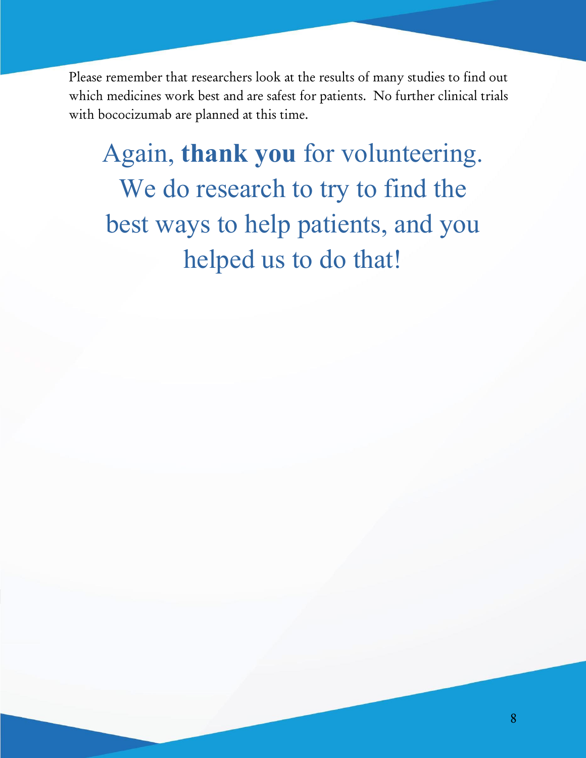Please remember that researchers look at the results of many studies to find out which medicines work best and are safest for patients. No further clinical trials with bococizumab are planned at this time.

Again, **thank you** for volunteering. We do research to try to find the best ways to help patients, and you helped us to do that!